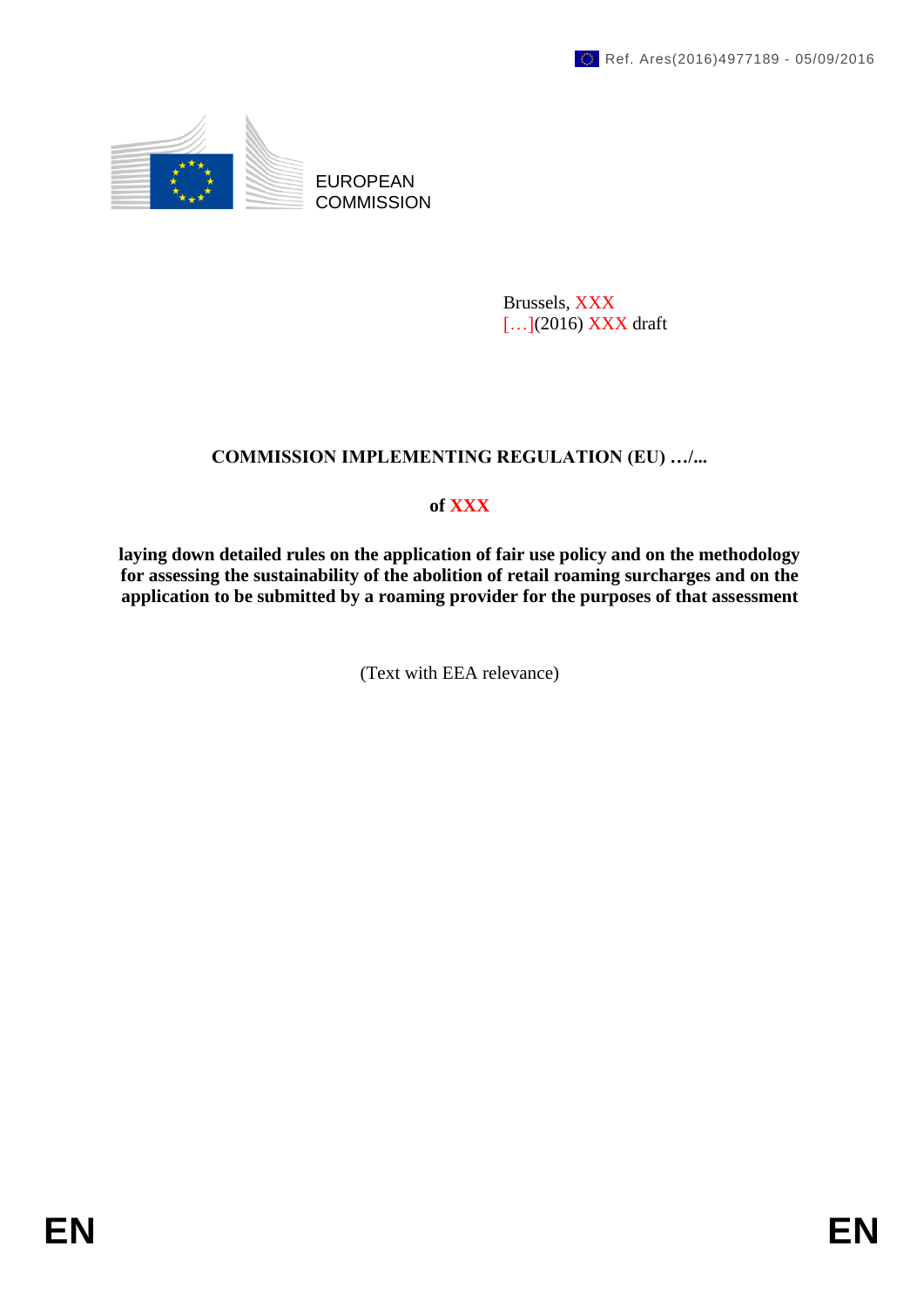Ref. Ares(2016)4977189 - 05/09/2016

EUROPEAN
COMMISSION

Brussels, XXX
[…](2016) XXX draft

# COMMISSION IMPLEMENTING REGULATION (EU) …/...

**of XXX**

**laying down detailed rules on the application of fair use policy and on the methodology for assessing the sustainability of the abolition of retail roaming surcharges and on the application to be submitted by a roaming provider for the purposes of that assessment**

(Text with EEA relevance)

EN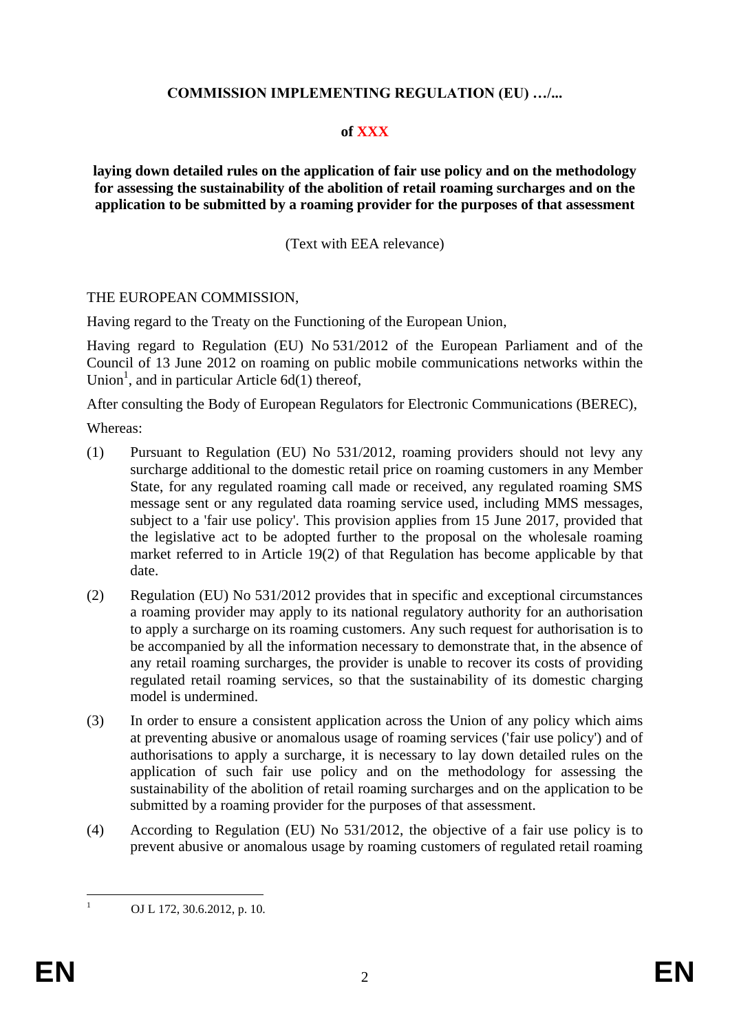**COMMISSION IMPLEMENTING REGULATION (EU) …/...**

**of XXX**

**laying down detailed rules on the application of fair use policy and on the methodology for assessing the sustainability of the abolition of retail roaming surcharges and on the application to be submitted by a roaming provider for the purposes of that assessment**

(Text with EEA relevance)

THE EUROPEAN COMMISSION,

Having regard to the Treaty on the Functioning of the European Union,

Having regard to Regulation (EU) No 531/2012 of the European Parliament and of the Council of 13 June 2012 on roaming on public mobile communications networks within the Union[1], and in particular Article 6d(1) thereof,

After consulting the Body of European Regulators for Electronic Communications (BEREC),

Whereas:

(1) Pursuant to Regulation (EU) No 531/2012, roaming providers should not levy any surcharge additional to the domestic retail price on roaming customers in any Member State, for any regulated roaming call made or received, any regulated roaming SMS message sent or any regulated data roaming service used, including MMS messages, subject to a 'fair use policy'. This provision applies from 15 June 2017, provided that the legislative act to be adopted further to the proposal on the wholesale roaming market referred to in Article 19(2) of that Regulation has become applicable by that date.

(2) Regulation (EU) No 531/2012 provides that in specific and exceptional circumstances a roaming provider may apply to its national regulatory authority for an authorisation to apply a surcharge on its roaming customers. Any such request for authorisation is to be accompanied by all the information necessary to demonstrate that, in the absence of any retail roaming surcharges, the provider is unable to recover its costs of providing regulated retail roaming services, so that the sustainability of its domestic charging model is undermined.

(3) In order to ensure a consistent application across the Union of any policy which aims at preventing abusive or anomalous usage of roaming services ('fair use policy') and of authorisations to apply a surcharge, it is necessary to lay down detailed rules on the application of such fair use policy and on the methodology for assessing the sustainability of the abolition of retail roaming surcharges and on the application to be submitted by a roaming provider for the purposes of that assessment.

(4) According to Regulation (EU) No 531/2012, the objective of a fair use policy is to prevent abusive or anomalous usage by roaming customers of regulated retail roaming

---

[1] OJ L 172, 30.6.2012, p. 10.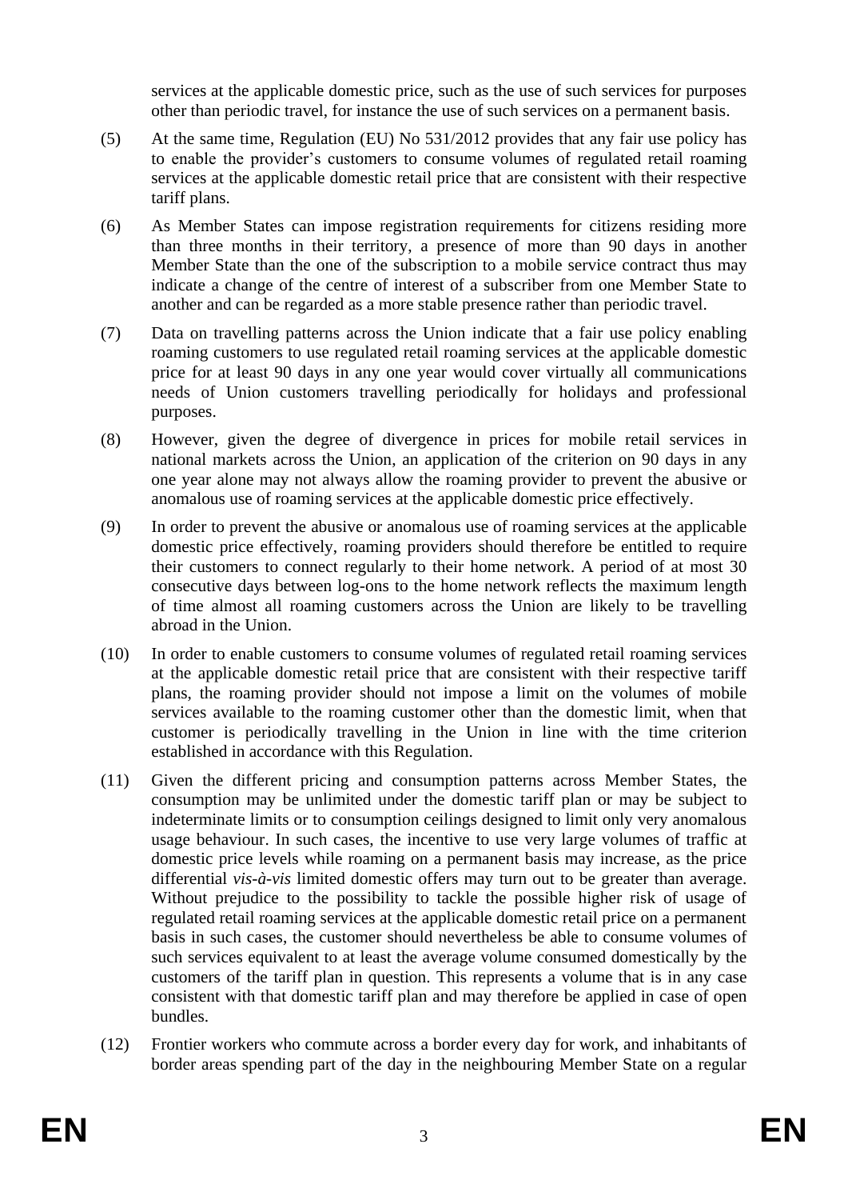services at the applicable domestic price, such as the use of such services for purposes other than periodic travel, for instance the use of such services on a permanent basis.

(5) At the same time, Regulation (EU) No 531/2012 provides that any fair use policy has to enable the provider's customers to consume volumes of regulated retail roaming services at the applicable domestic retail price that are consistent with their respective tariff plans.

(6) As Member States can impose registration requirements for citizens residing more than three months in their territory, a presence of more than 90 days in another Member State than the one of the subscription to a mobile service contract thus may indicate a change of the centre of interest of a subscriber from one Member State to another and can be regarded as a more stable presence rather than periodic travel.

(7) Data on travelling patterns across the Union indicate that a fair use policy enabling roaming customers to use regulated retail roaming services at the applicable domestic price for at least 90 days in any one year would cover virtually all communications needs of Union customers travelling periodically for holidays and professional purposes.

(8) However, given the degree of divergence in prices for mobile retail services in national markets across the Union, an application of the criterion on 90 days in any one year alone may not always allow the roaming provider to prevent the abusive or anomalous use of roaming services at the applicable domestic price effectively.

(9) In order to prevent the abusive or anomalous use of roaming services at the applicable domestic price effectively, roaming providers should therefore be entitled to require their customers to connect regularly to their home network. A period of at most 30 consecutive days between log-ons to the home network reflects the maximum length of time almost all roaming customers across the Union are likely to be travelling abroad in the Union.

(10) In order to enable customers to consume volumes of regulated retail roaming services at the applicable domestic retail price that are consistent with their respective tariff plans, the roaming provider should not impose a limit on the volumes of mobile services available to the roaming customer other than the domestic limit, when that customer is periodically travelling in the Union in line with the time criterion established in accordance with this Regulation.

(11) Given the different pricing and consumption patterns across Member States, the consumption may be unlimited under the domestic tariff plan or may be subject to indeterminate limits or to consumption ceilings designed to limit only very anomalous usage behaviour. In such cases, the incentive to use very large volumes of traffic at domestic price levels while roaming on a permanent basis may increase, as the price differential *vis-à-vis* limited domestic offers may turn out to be greater than average. Without prejudice to the possibility to tackle the possible higher risk of usage of regulated retail roaming services at the applicable domestic retail price on a permanent basis in such cases, the customer should nevertheless be able to consume volumes of such services equivalent to at least the average volume consumed domestically by the customers of the tariff plan in question. This represents a volume that is in any case consistent with that domestic tariff plan and may therefore be applied in case of open bundles.

(12) Frontier workers who commute across a border every day for work, and inhabitants of border areas spending part of the day in the neighbouring Member State on a regular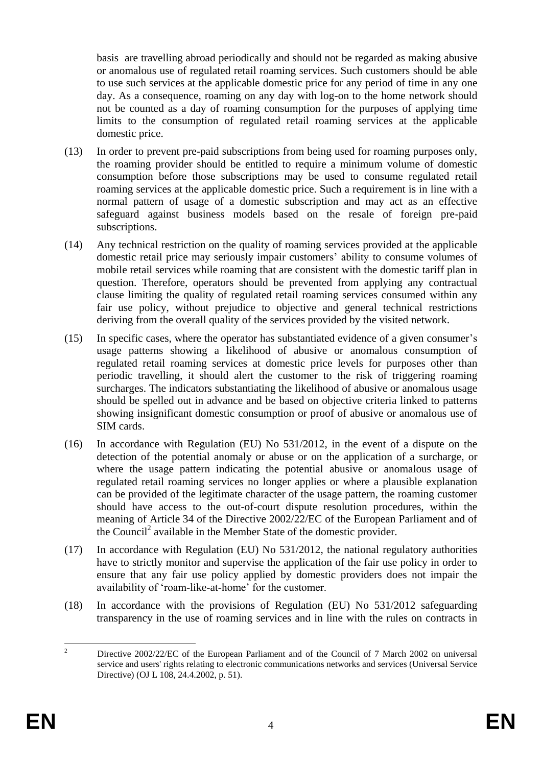basis are travelling abroad periodically and should not be regarded as making abusive or anomalous use of regulated retail roaming services. Such customers should be able to use such services at the applicable domestic price for any period of time in any one day. As a consequence, roaming on any day with log-on to the home network should not be counted as a day of roaming consumption for the purposes of applying time limits to the consumption of regulated retail roaming services at the applicable domestic price.

(13) In order to prevent pre-paid subscriptions from being used for roaming purposes only, the roaming provider should be entitled to require a minimum volume of domestic consumption before those subscriptions may be used to consume regulated retail roaming services at the applicable domestic price. Such a requirement is in line with a normal pattern of usage of a domestic subscription and may act as an effective safeguard against business models based on the resale of foreign pre-paid subscriptions.

(14) Any technical restriction on the quality of roaming services provided at the applicable domestic retail price may seriously impair customers' ability to consume volumes of mobile retail services while roaming that are consistent with the domestic tariff plan in question. Therefore, operators should be prevented from applying any contractual clause limiting the quality of regulated retail roaming services consumed within any fair use policy, without prejudice to objective and general technical restrictions deriving from the overall quality of the services provided by the visited network.

(15) In specific cases, where the operator has substantiated evidence of a given consumer's usage patterns showing a likelihood of abusive or anomalous consumption of regulated retail roaming services at domestic price levels for purposes other than periodic travelling, it should alert the customer to the risk of triggering roaming surcharges. The indicators substantiating the likelihood of abusive or anomalous usage should be spelled out in advance and be based on objective criteria linked to patterns showing insignificant domestic consumption or proof of abusive or anomalous use of SIM cards.

(16) In accordance with Regulation (EU) No 531/2012, in the event of a dispute on the detection of the potential anomaly or abuse or on the application of a surcharge, or where the usage pattern indicating the potential abusive or anomalous usage of regulated retail roaming services no longer applies or where a plausible explanation can be provided of the legitimate character of the usage pattern, the roaming customer should have access to the out-of-court dispute resolution procedures, within the meaning of Article 34 of the Directive 2002/22/EC of the European Parliament and of the Council[2] available in the Member State of the domestic provider.

(17) In accordance with Regulation (EU) No 531/2012, the national regulatory authorities have to strictly monitor and supervise the application of the fair use policy in order to ensure that any fair use policy applied by domestic providers does not impair the availability of 'roam-like-at-home' for the customer.

(18) In accordance with the provisions of Regulation (EU) No 531/2012 safeguarding transparency in the use of roaming services and in line with the rules on contracts in

---

[2] Directive 2002/22/EC of the European Parliament and of the Council of 7 March 2002 on universal service and users' rights relating to electronic communications networks and services (Universal Service Directive) (OJ L 108, 24.4.2002, p. 51).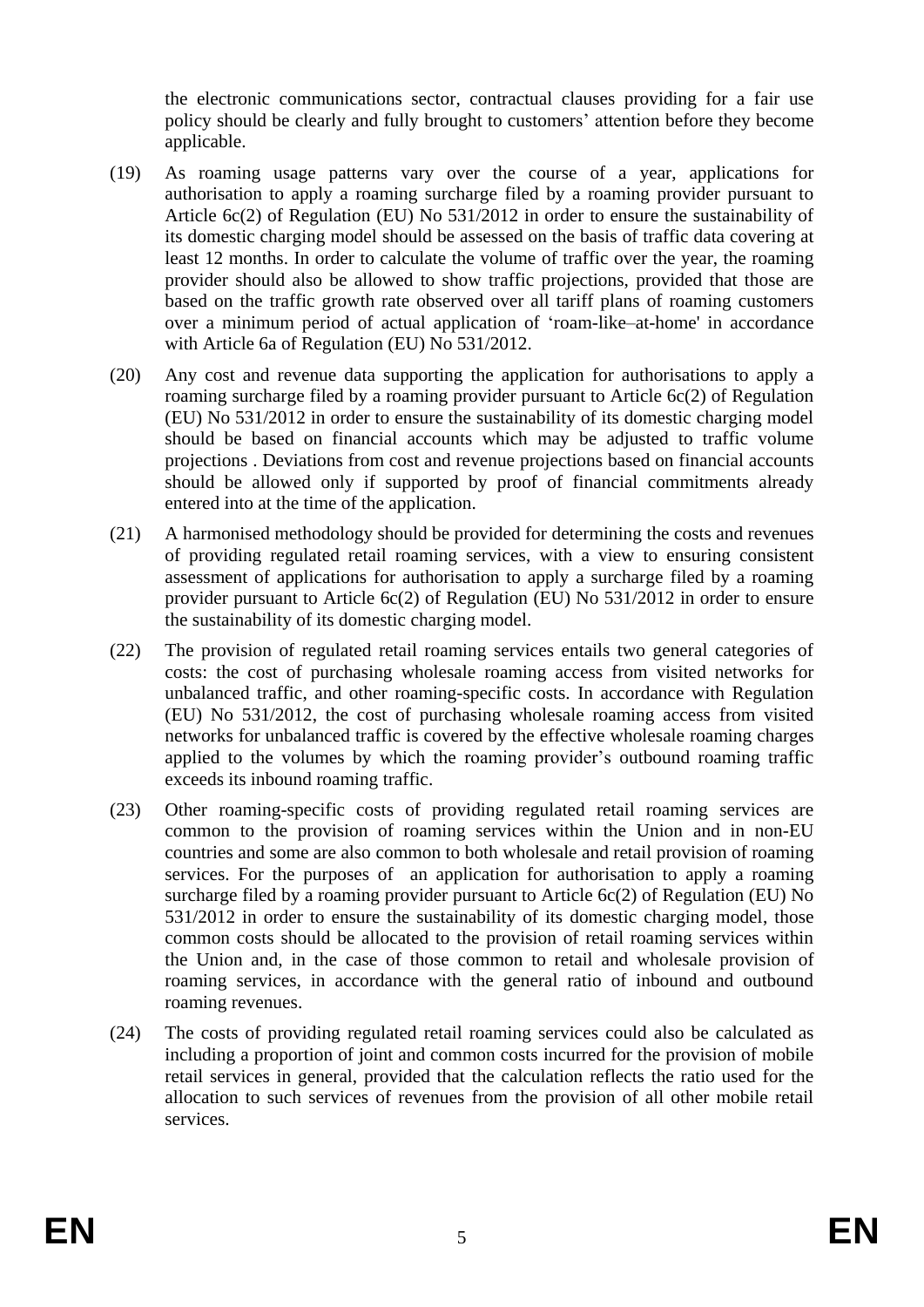the electronic communications sector, contractual clauses providing for a fair use policy should be clearly and fully brought to customers' attention before they become applicable.

(19) As roaming usage patterns vary over the course of a year, applications for authorisation to apply a roaming surcharge filed by a roaming provider pursuant to Article 6c(2) of Regulation (EU) No 531/2012 in order to ensure the sustainability of its domestic charging model should be assessed on the basis of traffic data covering at least 12 months. In order to calculate the volume of traffic over the year, the roaming provider should also be allowed to show traffic projections, provided that those are based on the traffic growth rate observed over all tariff plans of roaming customers over a minimum period of actual application of 'roam-like–at-home' in accordance with Article 6a of Regulation (EU) No 531/2012.

(20) Any cost and revenue data supporting the application for authorisations to apply a roaming surcharge filed by a roaming provider pursuant to Article 6c(2) of Regulation (EU) No 531/2012 in order to ensure the sustainability of its domestic charging model should be based on financial accounts which may be adjusted to traffic volume projections . Deviations from cost and revenue projections based on financial accounts should be allowed only if supported by proof of financial commitments already entered into at the time of the application.

(21) A harmonised methodology should be provided for determining the costs and revenues of providing regulated retail roaming services, with a view to ensuring consistent assessment of applications for authorisation to apply a surcharge filed by a roaming provider pursuant to Article 6c(2) of Regulation (EU) No 531/2012 in order to ensure the sustainability of its domestic charging model.

(22) The provision of regulated retail roaming services entails two general categories of costs: the cost of purchasing wholesale roaming access from visited networks for unbalanced traffic, and other roaming-specific costs. In accordance with Regulation (EU) No 531/2012, the cost of purchasing wholesale roaming access from visited networks for unbalanced traffic is covered by the effective wholesale roaming charges applied to the volumes by which the roaming provider's outbound roaming traffic exceeds its inbound roaming traffic.

(23) Other roaming-specific costs of providing regulated retail roaming services are common to the provision of roaming services within the Union and in non-EU countries and some are also common to both wholesale and retail provision of roaming services. For the purposes of an application for authorisation to apply a roaming surcharge filed by a roaming provider pursuant to Article 6c(2) of Regulation (EU) No 531/2012 in order to ensure the sustainability of its domestic charging model, those common costs should be allocated to the provision of retail roaming services within the Union and, in the case of those common to retail and wholesale provision of roaming services, in accordance with the general ratio of inbound and outbound roaming revenues.

(24) The costs of providing regulated retail roaming services could also be calculated as including a proportion of joint and common costs incurred for the provision of mobile retail services in general, provided that the calculation reflects the ratio used for the allocation to such services of revenues from the provision of all other mobile retail services.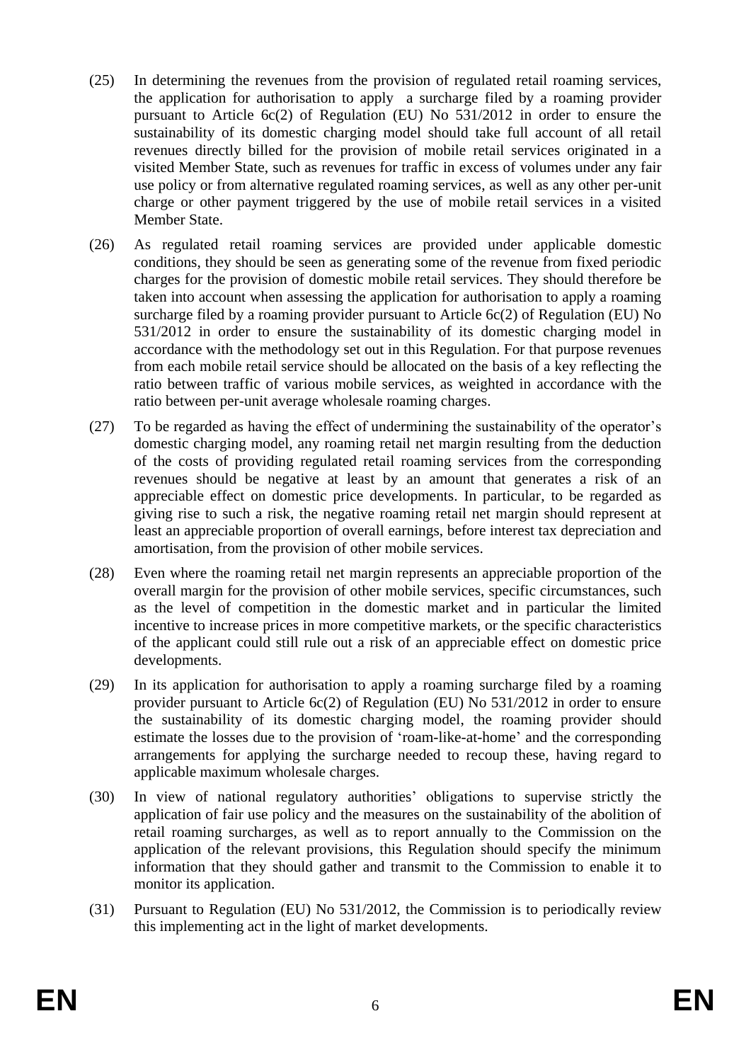(25) In determining the revenues from the provision of regulated retail roaming services, the application for authorisation to apply a surcharge filed by a roaming provider pursuant to Article 6c(2) of Regulation (EU) No 531/2012 in order to ensure the sustainability of its domestic charging model should take full account of all retail revenues directly billed for the provision of mobile retail services originated in a visited Member State, such as revenues for traffic in excess of volumes under any fair use policy or from alternative regulated roaming services, as well as any other per-unit charge or other payment triggered by the use of mobile retail services in a visited Member State.

(26) As regulated retail roaming services are provided under applicable domestic conditions, they should be seen as generating some of the revenue from fixed periodic charges for the provision of domestic mobile retail services. They should therefore be taken into account when assessing the application for authorisation to apply a roaming surcharge filed by a roaming provider pursuant to Article 6c(2) of Regulation (EU) No 531/2012 in order to ensure the sustainability of its domestic charging model in accordance with the methodology set out in this Regulation. For that purpose revenues from each mobile retail service should be allocated on the basis of a key reflecting the ratio between traffic of various mobile services, as weighted in accordance with the ratio between per-unit average wholesale roaming charges.

(27) To be regarded as having the effect of undermining the sustainability of the operator's domestic charging model, any roaming retail net margin resulting from the deduction of the costs of providing regulated retail roaming services from the corresponding revenues should be negative at least by an amount that generates a risk of an appreciable effect on domestic price developments. In particular, to be regarded as giving rise to such a risk, the negative roaming retail net margin should represent at least an appreciable proportion of overall earnings, before interest tax depreciation and amortisation, from the provision of other mobile services.

(28) Even where the roaming retail net margin represents an appreciable proportion of the overall margin for the provision of other mobile services, specific circumstances, such as the level of competition in the domestic market and in particular the limited incentive to increase prices in more competitive markets, or the specific characteristics of the applicant could still rule out a risk of an appreciable effect on domestic price developments.

(29) In its application for authorisation to apply a roaming surcharge filed by a roaming provider pursuant to Article 6c(2) of Regulation (EU) No 531/2012 in order to ensure the sustainability of its domestic charging model, the roaming provider should estimate the losses due to the provision of 'roam-like-at-home' and the corresponding arrangements for applying the surcharge needed to recoup these, having regard to applicable maximum wholesale charges.

(30) In view of national regulatory authorities' obligations to supervise strictly the application of fair use policy and the measures on the sustainability of the abolition of retail roaming surcharges, as well as to report annually to the Commission on the application of the relevant provisions, this Regulation should specify the minimum information that they should gather and transmit to the Commission to enable it to monitor its application.

(31) Pursuant to Regulation (EU) No 531/2012, the Commission is to periodically review this implementing act in the light of market developments.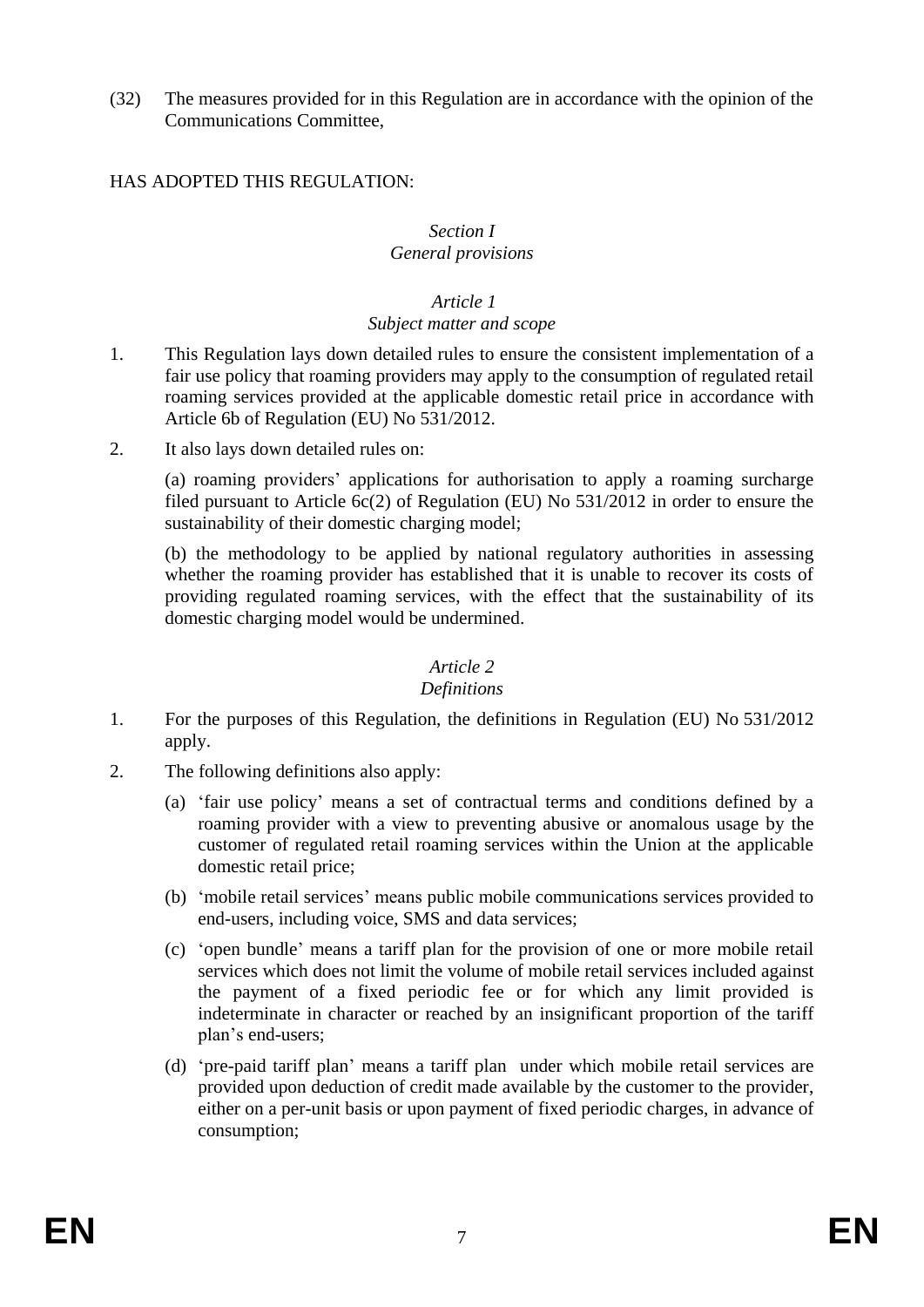(32) The measures provided for in this Regulation are in accordance with the opinion of the Communications Committee,

HAS ADOPTED THIS REGULATION:

## *Section I*
## *General provisions*

### *Article 1*
### *Subject matter and scope*

1. This Regulation lays down detailed rules to ensure the consistent implementation of a fair use policy that roaming providers may apply to the consumption of regulated retail roaming services provided at the applicable domestic retail price in accordance with Article 6b of Regulation (EU) No 531/2012.

2. It also lays down detailed rules on:

   (a) roaming providers' applications for authorisation to apply a roaming surcharge filed pursuant to Article 6c(2) of Regulation (EU) No 531/2012 in order to ensure the sustainability of their domestic charging model;

   (b) the methodology to be applied by national regulatory authorities in assessing whether the roaming provider has established that it is unable to recover its costs of providing regulated roaming services, with the effect that the sustainability of its domestic charging model would be undermined.

### *Article 2*
### *Definitions*

1. For the purposes of this Regulation, the definitions in Regulation (EU) No 531/2012 apply.

2. The following definitions also apply:

   (a) 'fair use policy' means a set of contractual terms and conditions defined by a roaming provider with a view to preventing abusive or anomalous usage by the customer of regulated retail roaming services within the Union at the applicable domestic retail price;

   (b) 'mobile retail services' means public mobile communications services provided to end-users, including voice, SMS and data services;

   (c) 'open bundle' means a tariff plan for the provision of one or more mobile retail services which does not limit the volume of mobile retail services included against the payment of a fixed periodic fee or for which any limit provided is indeterminate in character or reached by an insignificant proportion of the tariff plan's end-users;

   (d) 'pre-paid tariff plan' means a tariff plan under which mobile retail services are provided upon deduction of credit made available by the customer to the provider, either on a per-unit basis or upon payment of fixed periodic charges, in advance of consumption;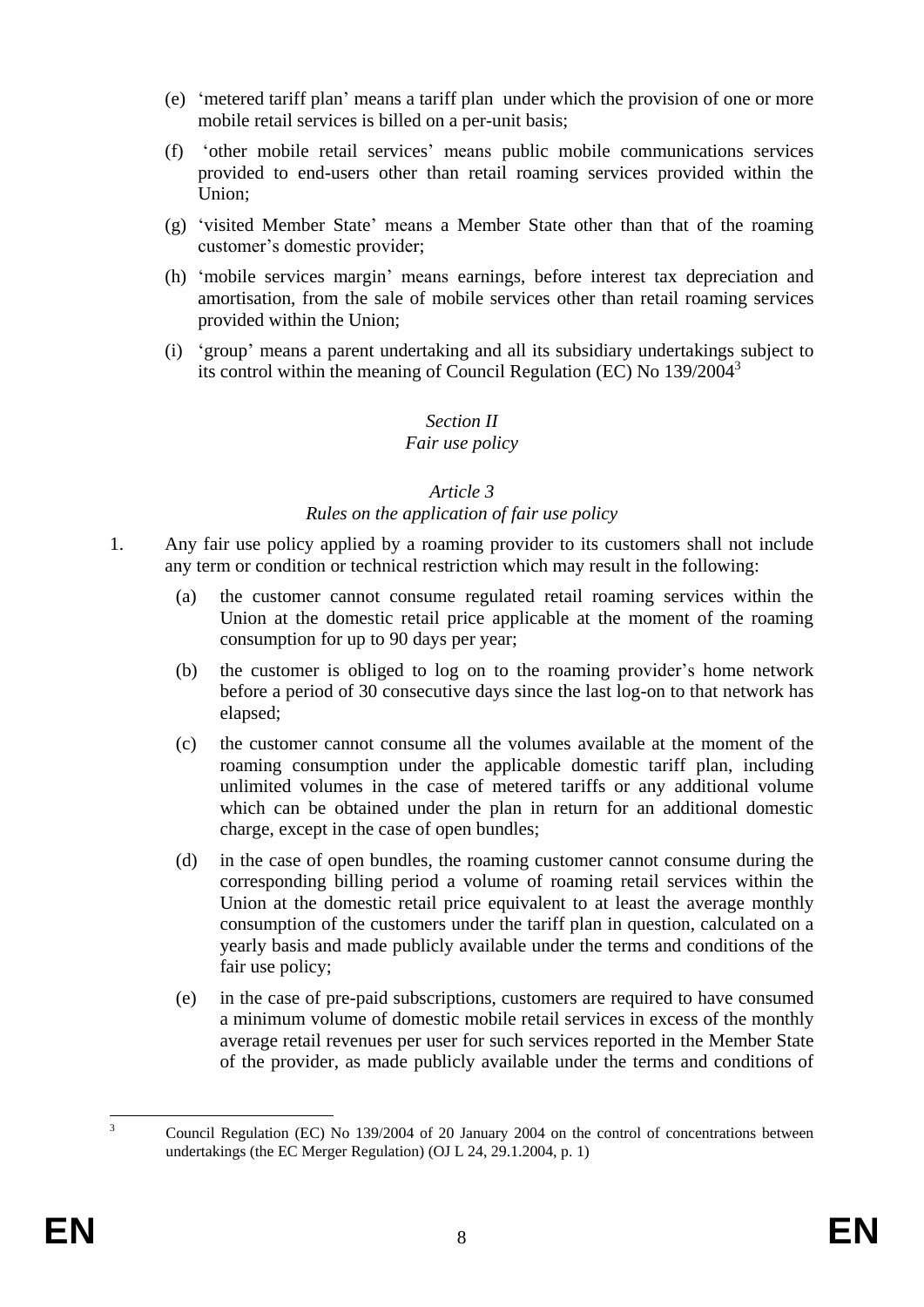(e) 'metered tariff plan' means a tariff plan under which the provision of one or more mobile retail services is billed on a per-unit basis;

(f) 'other mobile retail services' means public mobile communications services provided to end-users other than retail roaming services provided within the Union;

(g) 'visited Member State' means a Member State other than that of the roaming customer's domestic provider;

(h) 'mobile services margin' means earnings, before interest tax depreciation and amortisation, from the sale of mobile services other than retail roaming services provided within the Union;

(i) 'group' means a parent undertaking and all its subsidiary undertakings subject to its control within the meaning of Council Regulation (EC) No 139/2004[3]

*Section II*
*Fair use policy*

*Article 3*
*Rules on the application of fair use policy*

1. Any fair use policy applied by a roaming provider to its customers shall not include any term or condition or technical restriction which may result in the following:

   (a) the customer cannot consume regulated retail roaming services within the Union at the domestic retail price applicable at the moment of the roaming consumption for up to 90 days per year;

   (b) the customer is obliged to log on to the roaming provider's home network before a period of 30 consecutive days since the last log-on to that network has elapsed;

   (c) the customer cannot consume all the volumes available at the moment of the roaming consumption under the applicable domestic tariff plan, including unlimited volumes in the case of metered tariffs or any additional volume which can be obtained under the plan in return for an additional domestic charge, except in the case of open bundles;

   (d) in the case of open bundles, the roaming customer cannot consume during the corresponding billing period a volume of roaming retail services within the Union at the domestic retail price equivalent to at least the average monthly consumption of the customers under the tariff plan in question, calculated on a yearly basis and made publicly available under the terms and conditions of the fair use policy;

   (e) in the case of pre-paid subscriptions, customers are required to have consumed a minimum volume of domestic mobile retail services in excess of the monthly average retail revenues per user for such services reported in the Member State of the provider, as made publicly available under the terms and conditions of

[3] Council Regulation (EC) No 139/2004 of 20 January 2004 on the control of concentrations between undertakings (the EC Merger Regulation) (OJ L 24, 29.1.2004, p. 1)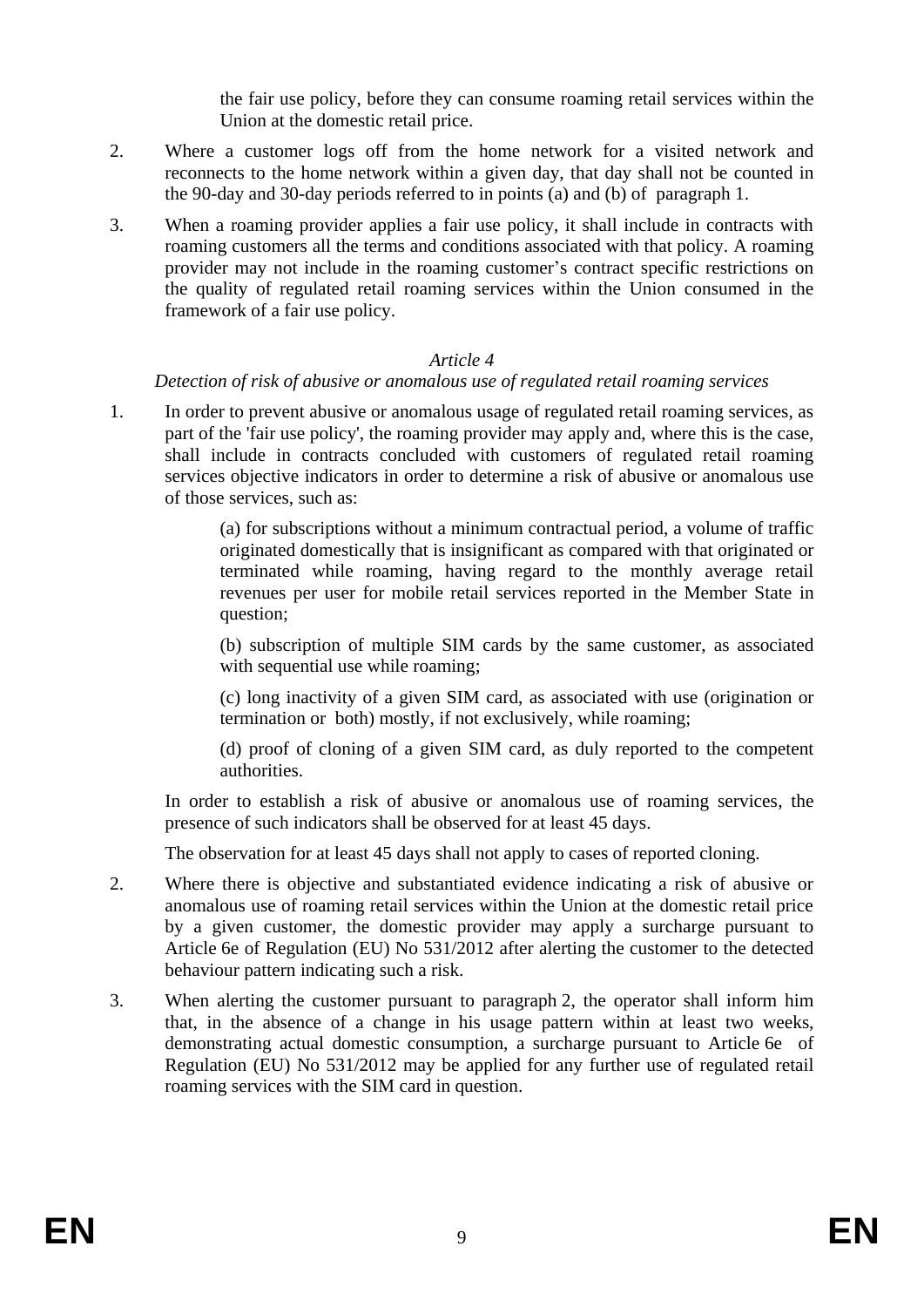the fair use policy, before they can consume roaming retail services within the Union at the domestic retail price.

2. Where a customer logs off from the home network for a visited network and reconnects to the home network within a given day, that day shall not be counted in the 90-day and 30-day periods referred to in points (a) and (b) of paragraph 1.

3. When a roaming provider applies a fair use policy, it shall include in contracts with roaming customers all the terms and conditions associated with that policy. A roaming provider may not include in the roaming customer's contract specific restrictions on the quality of regulated retail roaming services within the Union consumed in the framework of a fair use policy.

*Article 4*

*Detection of risk of abusive or anomalous use of regulated retail roaming services*

1. In order to prevent abusive or anomalous usage of regulated retail roaming services, as part of the 'fair use policy', the roaming provider may apply and, where this is the case, shall include in contracts concluded with customers of regulated retail roaming services objective indicators in order to determine a risk of abusive or anomalous use of those services, such as:

   (a) for subscriptions without a minimum contractual period, a volume of traffic originated domestically that is insignificant as compared with that originated or terminated while roaming, having regard to the monthly average retail revenues per user for mobile retail services reported in the Member State in question;

   (b) subscription of multiple SIM cards by the same customer, as associated with sequential use while roaming;

   (c) long inactivity of a given SIM card, as associated with use (origination or termination or both) mostly, if not exclusively, while roaming;

   (d) proof of cloning of a given SIM card, as duly reported to the competent authorities.

   In order to establish a risk of abusive or anomalous use of roaming services, the presence of such indicators shall be observed for at least 45 days.

   The observation for at least 45 days shall not apply to cases of reported cloning.

2. Where there is objective and substantiated evidence indicating a risk of abusive or anomalous use of roaming retail services within the Union at the domestic retail price by a given customer, the domestic provider may apply a surcharge pursuant to Article 6e of Regulation (EU) No 531/2012 after alerting the customer to the detected behaviour pattern indicating such a risk.

3. When alerting the customer pursuant to paragraph 2, the operator shall inform him that, in the absence of a change in his usage pattern within at least two weeks, demonstrating actual domestic consumption, a surcharge pursuant to Article 6e of Regulation (EU) No 531/2012 may be applied for any further use of regulated retail roaming services with the SIM card in question.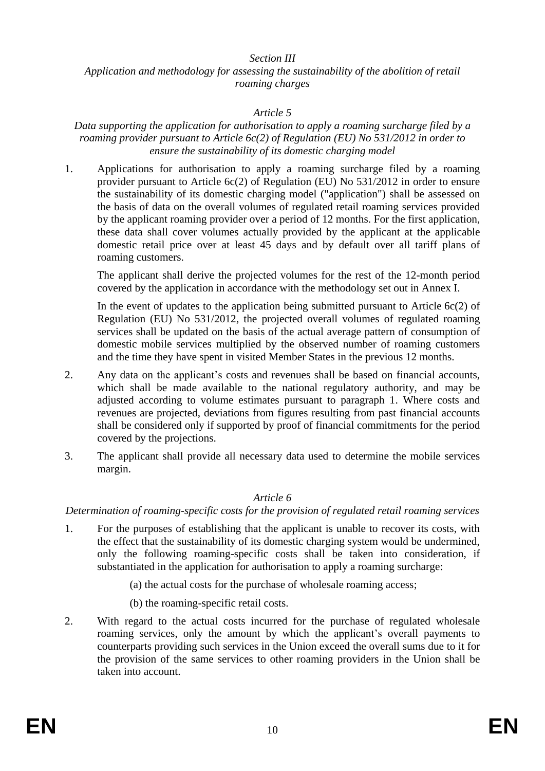*Section III*

*Application and methodology for assessing the sustainability of the abolition of retail roaming charges*

*Article 5*

*Data supporting the application for authorisation to apply a roaming surcharge filed by a roaming provider pursuant to Article 6c(2) of Regulation (EU) No 531/2012 in order to ensure the sustainability of its domestic charging model*

1. Applications for authorisation to apply a roaming surcharge filed by a roaming provider pursuant to Article 6c(2) of Regulation (EU) No 531/2012 in order to ensure the sustainability of its domestic charging model ("application") shall be assessed on the basis of data on the overall volumes of regulated retail roaming services provided by the applicant roaming provider over a period of 12 months. For the first application, these data shall cover volumes actually provided by the applicant at the applicable domestic retail price over at least 45 days and by default over all tariff plans of roaming customers.

   The applicant shall derive the projected volumes for the rest of the 12-month period covered by the application in accordance with the methodology set out in Annex I.

   In the event of updates to the application being submitted pursuant to Article 6c(2) of Regulation (EU) No 531/2012, the projected overall volumes of regulated roaming services shall be updated on the basis of the actual average pattern of consumption of domestic mobile services multiplied by the observed number of roaming customers and the time they have spent in visited Member States in the previous 12 months.

2. Any data on the applicant's costs and revenues shall be based on financial accounts, which shall be made available to the national regulatory authority, and may be adjusted according to volume estimates pursuant to paragraph 1. Where costs and revenues are projected, deviations from figures resulting from past financial accounts shall be considered only if supported by proof of financial commitments for the period covered by the projections.

3. The applicant shall provide all necessary data used to determine the mobile services margin.

*Article 6*

*Determination of roaming-specific costs for the provision of regulated retail roaming services*

1. For the purposes of establishing that the applicant is unable to recover its costs, with the effect that the sustainability of its domestic charging system would be undermined, only the following roaming-specific costs shall be taken into consideration, if substantiated in the application for authorisation to apply a roaming surcharge:

   (a) the actual costs for the purchase of wholesale roaming access;

   (b) the roaming-specific retail costs.

2. With regard to the actual costs incurred for the purchase of regulated wholesale roaming services, only the amount by which the applicant's overall payments to counterparts providing such services in the Union exceed the overall sums due to it for the provision of the same services to other roaming providers in the Union shall be taken into account.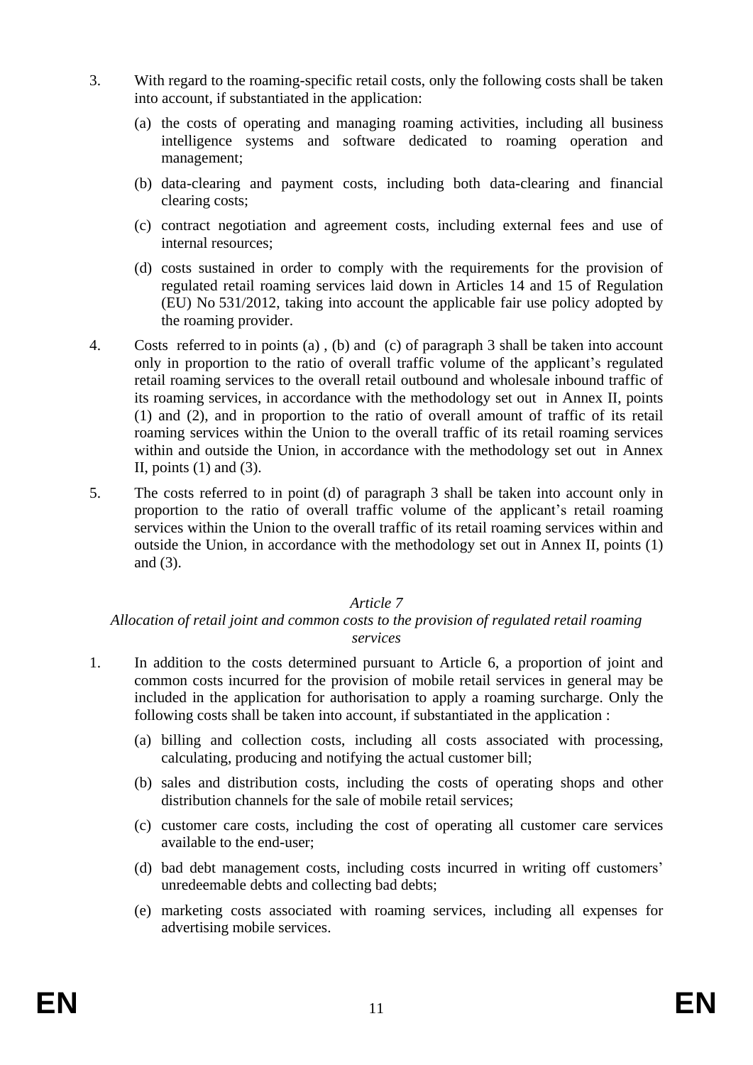3. With regard to the roaming-specific retail costs, only the following costs shall be taken into account, if substantiated in the application:

   (a) the costs of operating and managing roaming activities, including all business intelligence systems and software dedicated to roaming operation and management;

   (b) data-clearing and payment costs, including both data-clearing and financial clearing costs;

   (c) contract negotiation and agreement costs, including external fees and use of internal resources;

   (d) costs sustained in order to comply with the requirements for the provision of regulated retail roaming services laid down in Articles 14 and 15 of Regulation (EU) No 531/2012, taking into account the applicable fair use policy adopted by the roaming provider.

4. Costs referred to in points (a) , (b) and (c) of paragraph 3 shall be taken into account only in proportion to the ratio of overall traffic volume of the applicant's regulated retail roaming services to the overall retail outbound and wholesale inbound traffic of its roaming services, in accordance with the methodology set out in Annex II, points (1) and (2), and in proportion to the ratio of overall amount of traffic of its retail roaming services within the Union to the overall traffic of its retail roaming services within and outside the Union, in accordance with the methodology set out in Annex II, points (1) and (3).

5. The costs referred to in point (d) of paragraph 3 shall be taken into account only in proportion to the ratio of overall traffic volume of the applicant's retail roaming services within the Union to the overall traffic of its retail roaming services within and outside the Union, in accordance with the methodology set out in Annex II, points (1) and (3).

### *Article 7*
### *Allocation of retail joint and common costs to the provision of regulated retail roaming services*

1. In addition to the costs determined pursuant to Article 6, a proportion of joint and common costs incurred for the provision of mobile retail services in general may be included in the application for authorisation to apply a roaming surcharge. Only the following costs shall be taken into account, if substantiated in the application :

   (a) billing and collection costs, including all costs associated with processing, calculating, producing and notifying the actual customer bill;

   (b) sales and distribution costs, including the costs of operating shops and other distribution channels for the sale of mobile retail services;

   (c) customer care costs, including the cost of operating all customer care services available to the end-user;

   (d) bad debt management costs, including costs incurred in writing off customers' unredeemable debts and collecting bad debts;

   (e) marketing costs associated with roaming services, including all expenses for advertising mobile services.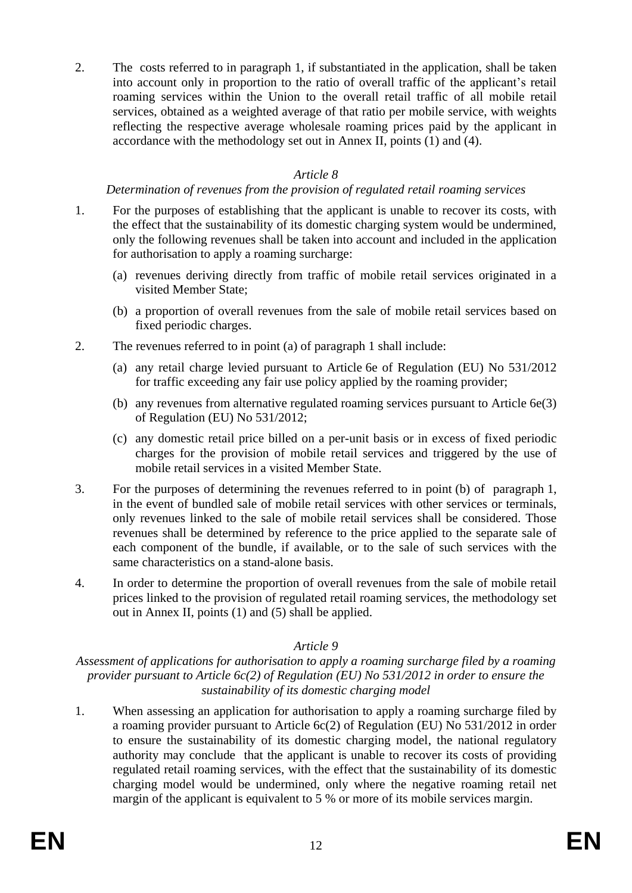2. The costs referred to in paragraph 1, if substantiated in the application, shall be taken into account only in proportion to the ratio of overall traffic of the applicant's retail roaming services within the Union to the overall retail traffic of all mobile retail services, obtained as a weighted average of that ratio per mobile service, with weights reflecting the respective average wholesale roaming prices paid by the applicant in accordance with the methodology set out in Annex II, points (1) and (4).

*Article 8*

*Determination of revenues from the provision of regulated retail roaming services*

1. For the purposes of establishing that the applicant is unable to recover its costs, with the effect that the sustainability of its domestic charging system would be undermined, only the following revenues shall be taken into account and included in the application for authorisation to apply a roaming surcharge:

   (a) revenues deriving directly from traffic of mobile retail services originated in a visited Member State;

   (b) a proportion of overall revenues from the sale of mobile retail services based on fixed periodic charges.

2. The revenues referred to in point (a) of paragraph 1 shall include:

   (a) any retail charge levied pursuant to Article 6e of Regulation (EU) No 531/2012 for traffic exceeding any fair use policy applied by the roaming provider;

   (b) any revenues from alternative regulated roaming services pursuant to Article 6e(3) of Regulation (EU) No 531/2012;

   (c) any domestic retail price billed on a per-unit basis or in excess of fixed periodic charges for the provision of mobile retail services and triggered by the use of mobile retail services in a visited Member State.

3. For the purposes of determining the revenues referred to in point (b) of paragraph 1, in the event of bundled sale of mobile retail services with other services or terminals, only revenues linked to the sale of mobile retail services shall be considered. Those revenues shall be determined by reference to the price applied to the separate sale of each component of the bundle, if available, or to the sale of such services with the same characteristics on a stand-alone basis.

4. In order to determine the proportion of overall revenues from the sale of mobile retail prices linked to the provision of regulated retail roaming services, the methodology set out in Annex II, points (1) and (5) shall be applied.

*Article 9*

*Assessment of applications for authorisation to apply a roaming surcharge filed by a roaming provider pursuant to Article 6c(2) of Regulation (EU) No 531/2012 in order to ensure the sustainability of its domestic charging model*

1. When assessing an application for authorisation to apply a roaming surcharge filed by a roaming provider pursuant to Article 6c(2) of Regulation (EU) No 531/2012 in order to ensure the sustainability of its domestic charging model, the national regulatory authority may conclude that the applicant is unable to recover its costs of providing regulated retail roaming services, with the effect that the sustainability of its domestic charging model would be undermined, only where the negative roaming retail net margin of the applicant is equivalent to 5 % or more of its mobile services margin.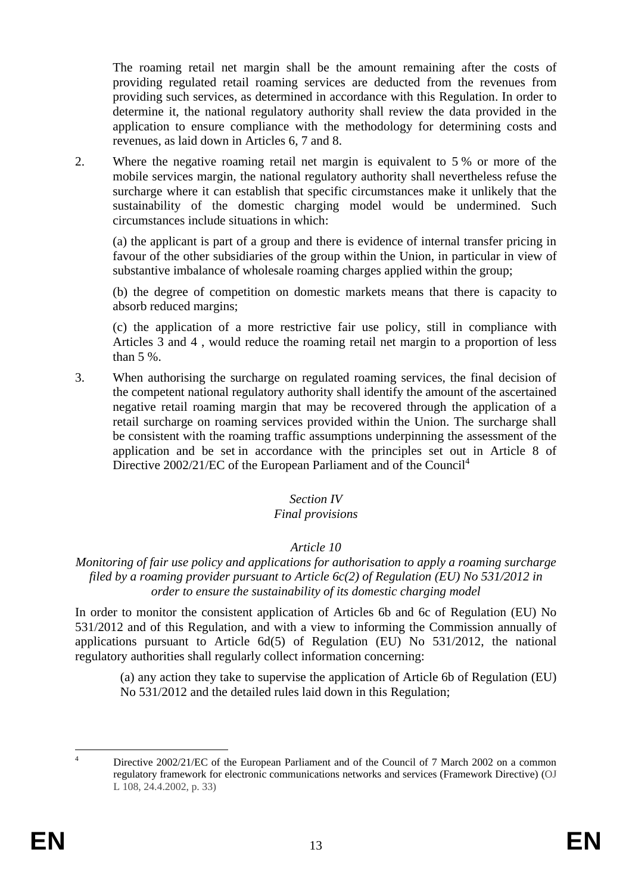The roaming retail net margin shall be the amount remaining after the costs of providing regulated retail roaming services are deducted from the revenues from providing such services, as determined in accordance with this Regulation. In order to determine it, the national regulatory authority shall review the data provided in the application to ensure compliance with the methodology for determining costs and revenues, as laid down in Articles 6, 7 and 8.

2. Where the negative roaming retail net margin is equivalent to 5 % or more of the mobile services margin, the national regulatory authority shall nevertheless refuse the surcharge where it can establish that specific circumstances make it unlikely that the sustainability of the domestic charging model would be undermined. Such circumstances include situations in which:

   (a) the applicant is part of a group and there is evidence of internal transfer pricing in favour of the other subsidiaries of the group within the Union, in particular in view of substantive imbalance of wholesale roaming charges applied within the group;

   (b) the degree of competition on domestic markets means that there is capacity to absorb reduced margins;

   (c) the application of a more restrictive fair use policy, still in compliance with Articles 3 and 4 , would reduce the roaming retail net margin to a proportion of less than 5 %.

3. When authorising the surcharge on regulated roaming services, the final decision of the competent national regulatory authority shall identify the amount of the ascertained negative retail roaming margin that may be recovered through the application of a retail surcharge on roaming services provided within the Union. The surcharge shall be consistent with the roaming traffic assumptions underpinning the assessment of the application and be set in accordance with the principles set out in Article 8 of Directive 2002/21/EC of the European Parliament and of the Council[4]

## *Section IV*
## *Final provisions*

### *Article 10*

### *Monitoring of fair use policy and applications for authorisation to apply a roaming surcharge filed by a roaming provider pursuant to Article 6c(2) of Regulation (EU) No 531/2012 in order to ensure the sustainability of its domestic charging model*

In order to monitor the consistent application of Articles 6b and 6c of Regulation (EU) No 531/2012 and of this Regulation, and with a view to informing the Commission annually of applications pursuant to Article 6d(5) of Regulation (EU) No 531/2012, the national regulatory authorities shall regularly collect information concerning:

(a) any action they take to supervise the application of Article 6b of Regulation (EU) No 531/2012 and the detailed rules laid down in this Regulation;

---

[4] Directive 2002/21/EC of the European Parliament and of the Council of 7 March 2002 on a common regulatory framework for electronic communications networks and services (Framework Directive) (OJ L 108, 24.4.2002, p. 33)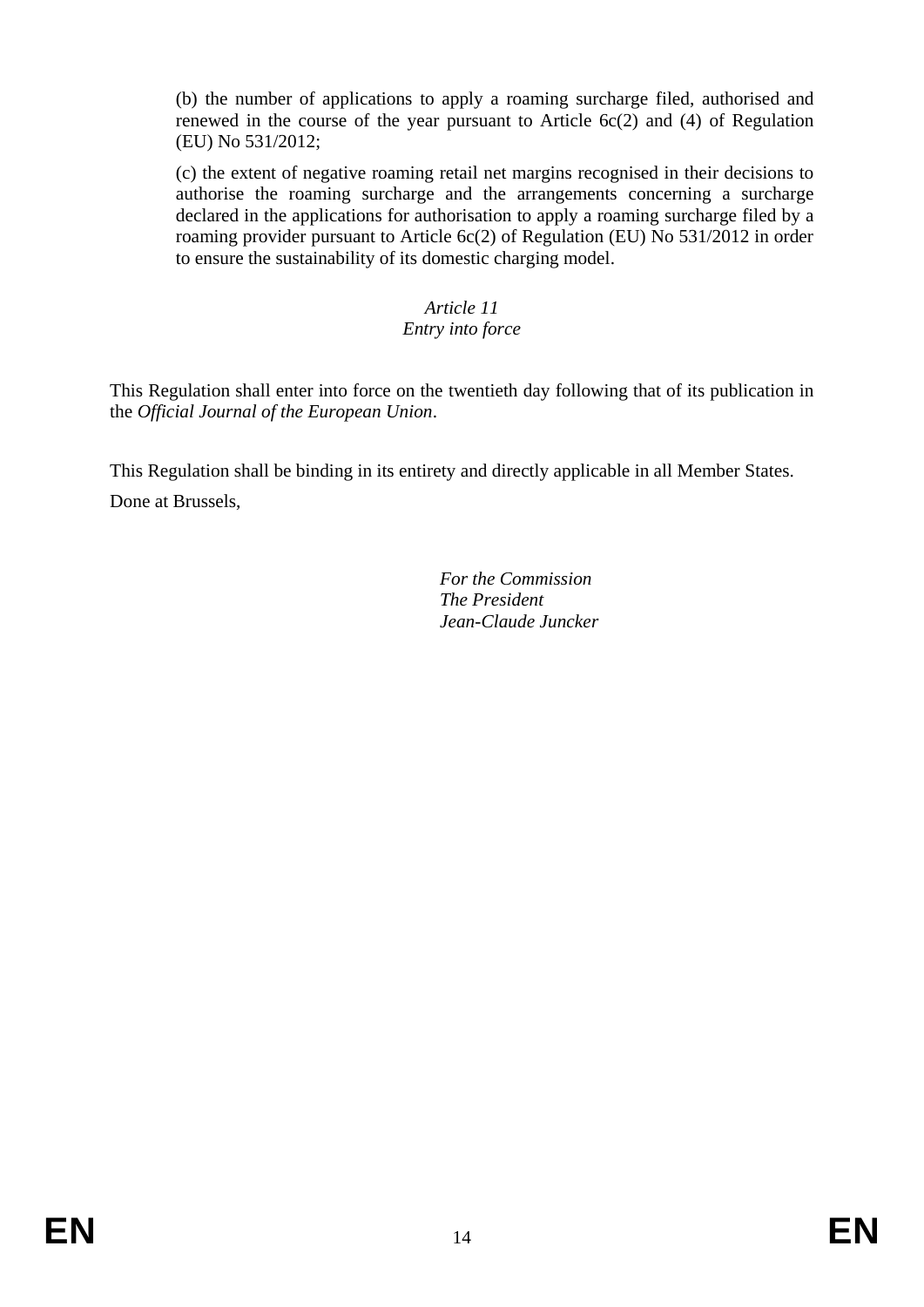(b) the number of applications to apply a roaming surcharge filed, authorised and renewed in the course of the year pursuant to Article 6c(2) and (4) of Regulation (EU) No 531/2012;

(c) the extent of negative roaming retail net margins recognised in their decisions to authorise the roaming surcharge and the arrangements concerning a surcharge declared in the applications for authorisation to apply a roaming surcharge filed by a roaming provider pursuant to Article 6c(2) of Regulation (EU) No 531/2012 in order to ensure the sustainability of its domestic charging model.

### *Article 11*
### *Entry into force*

This Regulation shall enter into force on the twentieth day following that of its publication in the *Official Journal of the European Union*.

This Regulation shall be binding in its entirety and directly applicable in all Member States.

Done at Brussels,

*For the Commission*
*The President*
*Jean-Claude Juncker*